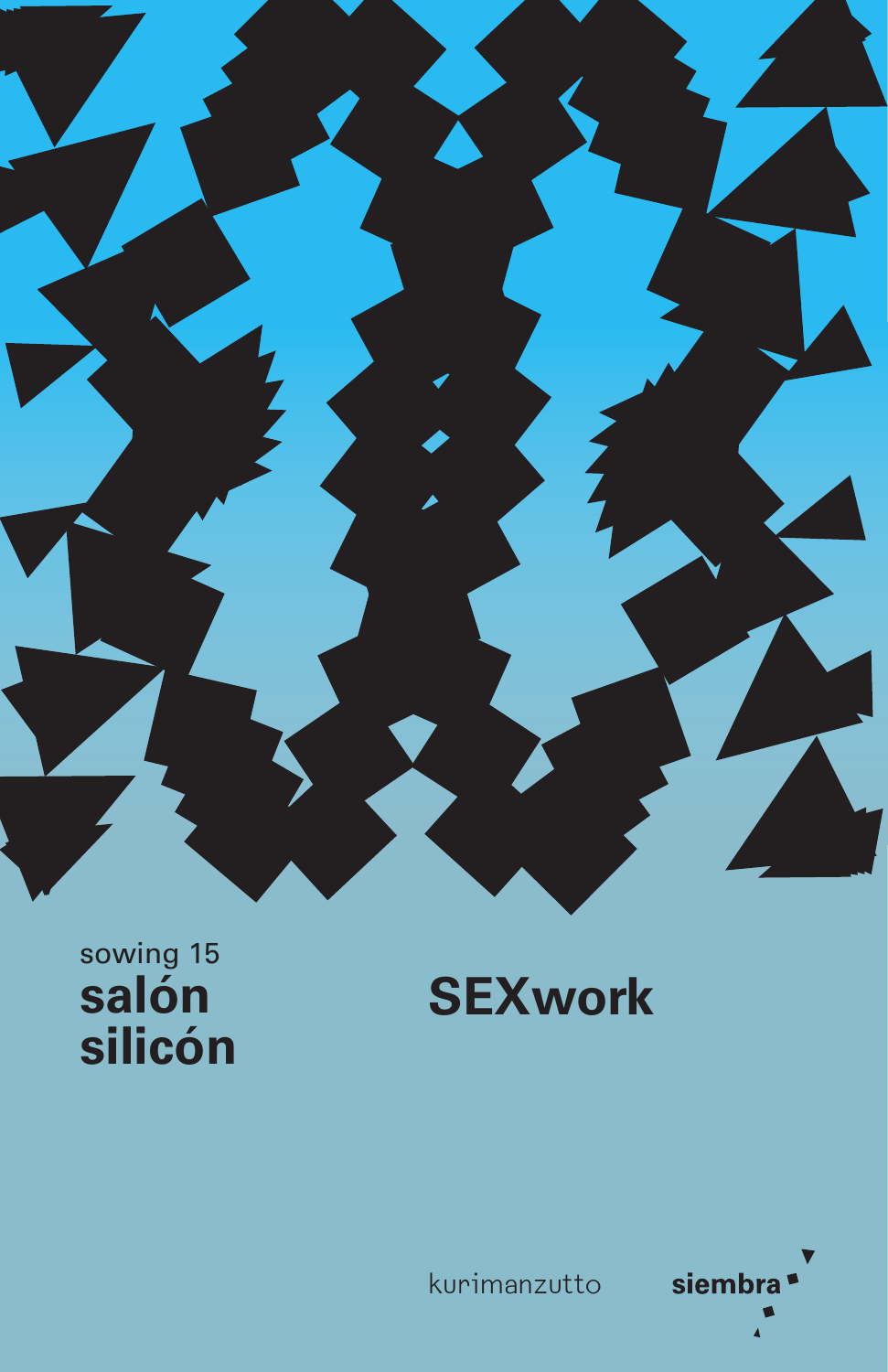sowing 15

**salón silicón**

# SEXwork

kurimanzutto

**siembra**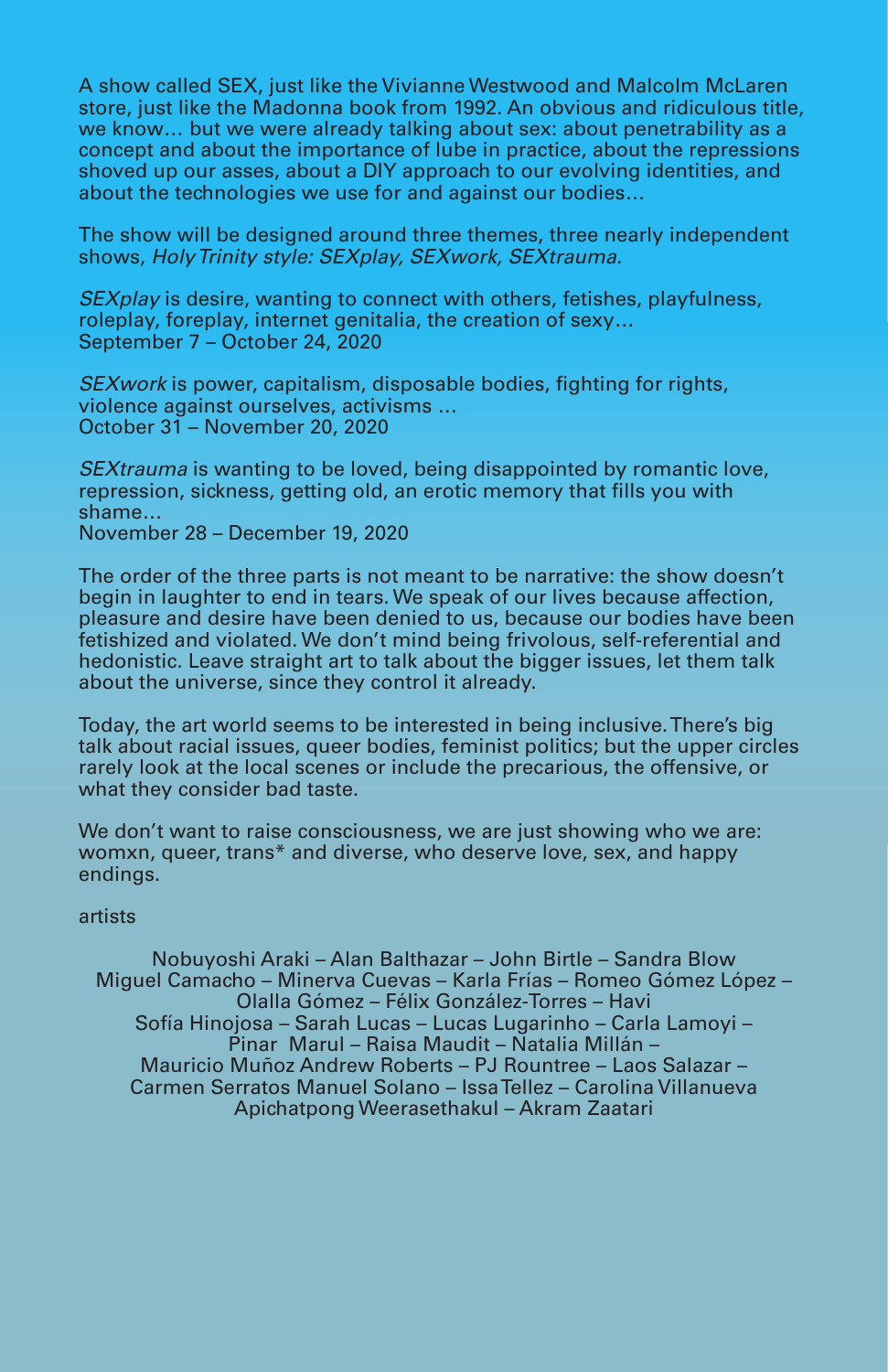A show called SEX, just like the Vivianne Westwood and Malcolm McLaren store, just like the Madonna book from 1992. An obvious and ridiculous title, we know… but we were already talking about sex: about penetrability as a concept and about the importance of lube in practice, about the repressions shoved up our asses, about a DIY approach to our evolving identities, and about the technologies we use for and against our bodies…

The show will be designed around three themes, three nearly independent shows, *Holy Trinity style: SEXplay, SEXwork, SEXtrauma.*

*SEXplay* is desire, wanting to connect with others, fetishes, playfulness, roleplay, foreplay, internet genitalia, the creation of sexy…
September 7 – October 24, 2020

*SEXwork* is power, capitalism, disposable bodies, fighting for rights, violence against ourselves, activisms …
October 31 – November 20, 2020

*SEXtrauma* is wanting to be loved, being disappointed by romantic love, repression, sickness, getting old, an erotic memory that fills you with shame…
November 28 – December 19, 2020

The order of the three parts is not meant to be narrative: the show doesn't begin in laughter to end in tears. We speak of our lives because affection, pleasure and desire have been denied to us, because our bodies have been fetishized and violated. We don't mind being frivolous, self-referential and hedonistic. Leave straight art to talk about the bigger issues, let them talk about the universe, since they control it already.

Today, the art world seems to be interested in being inclusive. There's big talk about racial issues, queer bodies, feminist politics; but the upper circles rarely look at the local scenes or include the precarious, the offensive, or what they consider bad taste.

We don't want to raise consciousness, we are just showing who we are: womxn, queer, trans* and diverse, who deserve love, sex, and happy endings.

artists

Nobuyoshi Araki – Alan Balthazar – John Birtle – Sandra Blow
Miguel Camacho – Minerva Cuevas – Karla Frías – Romeo Gómez López –
Olalla Gómez – Félix González-Torres – Havi
Sofía Hinojosa – Sarah Lucas – Lucas Lugarinho – Carla Lamoyi –
Pinar Marul – Raisa Maudit – Natalia Millán –
Mauricio Muñoz Andrew Roberts – PJ Rountree – Laos Salazar –
Carmen Serratos Manuel Solano – Issa Tellez – Carolina Villanueva
Apichatpong Weerasethakul – Akram Zaatari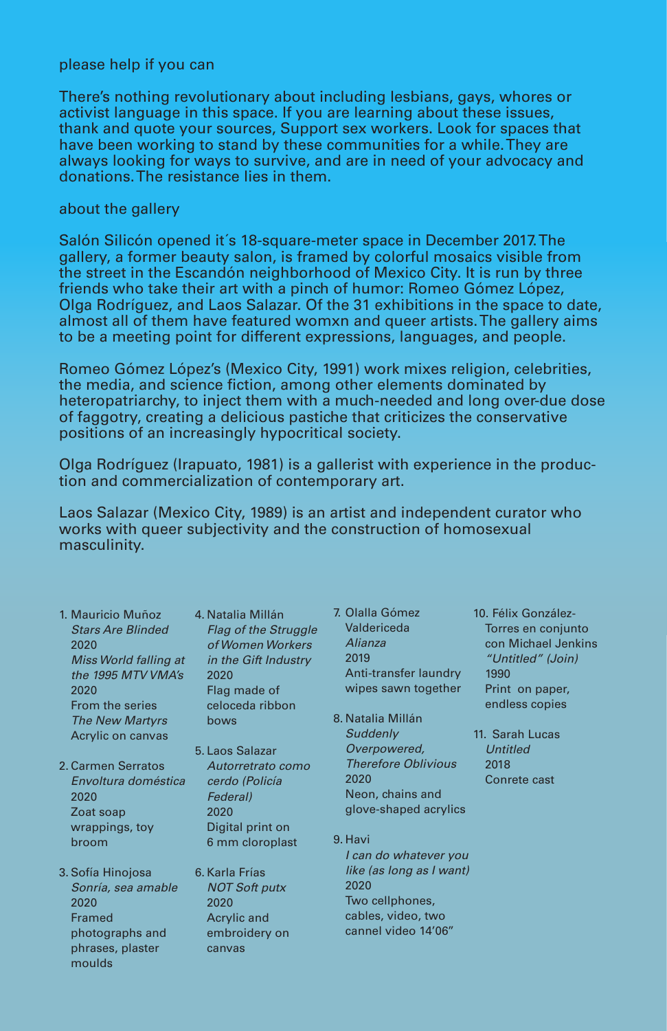## please help if you can

There's nothing revolutionary about including lesbians, gays, whores or activist language in this space. If you are learning about these issues, thank and quote your sources, Support sex workers. Look for spaces that have been working to stand by these communities for a while. They are always looking for ways to survive, and are in need of your advocacy and donations. The resistance lies in them.

## about the gallery

Salón Silicón opened it´s 18-square-meter space in December 2017. The gallery, a former beauty salon, is framed by colorful mosaics visible from the street in the Escandón neighborhood of Mexico City. It is run by three friends who take their art with a pinch of humor: Romeo Gómez López, Olga Rodríguez, and Laos Salazar. Of the 31 exhibitions in the space to date, almost all of them have featured womxn and queer artists. The gallery aims to be a meeting point for different expressions, languages, and people.

Romeo Gómez López's (Mexico City, 1991) work mixes religion, celebrities, the media, and science fiction, among other elements dominated by heteropatriarchy, to inject them with a much-needed and long over-due dose of faggotry, creating a delicious pastiche that criticizes the conservative positions of an increasingly hypocritical society.

Olga Rodríguez (Irapuato, 1981) is a gallerist with experience in the production and commercialization of contemporary art.

Laos Salazar (Mexico City, 1989) is an artist and independent curator who works with queer subjectivity and the construction of homosexual masculinity.

1. Mauricio Muñoz
   *Stars Are Blinded*
   2020
   *Miss World falling at the 1995 MTV VMA's*
   2020
   From the series
   *The New Martyrs*
   Acrylic on canvas

2. Carmen Serratos
   *Envoltura doméstica*
   2020
   Zoat soap wrappings, toy broom

3. Sofía Hinojosa
   *Sonría, sea amable*
   2020
   Framed photographs and phrases, plaster moulds

4. Natalia Millán
   *Flag of the Struggle of Women Workers in the Gift Industry*
   2020
   Flag made of celoceda ribbon bows

5. Laos Salazar
   *Autorretrato como cerdo (Policía Federal)*
   2020
   Digital print on 6 mm cloroplast

6. Karla Frías
   *NOT Soft putx*
   2020
   Acrylic and embroidery on canvas

7. Olalla Gómez Valdericeda
   *Alianza*
   2019
   Anti-transfer laundry wipes sawn together

8. Natalia Millán
   *Suddenly Overpowered, Therefore Oblivious*
   2020
   Neon, chains and glove-shaped acrylics

9. Havi
   *I can do whatever you like (as long as I want)*
   2020
   Two cellphones, cables, video, two cannel video 14'06"

10. Félix González-Torres en conjunto con Michael Jenkins
    *"Untitled" (Join)*
    1990
    Print on paper, endless copies

11. Sarah Lucas
    *Untitled*
    2018
    Conrete cast